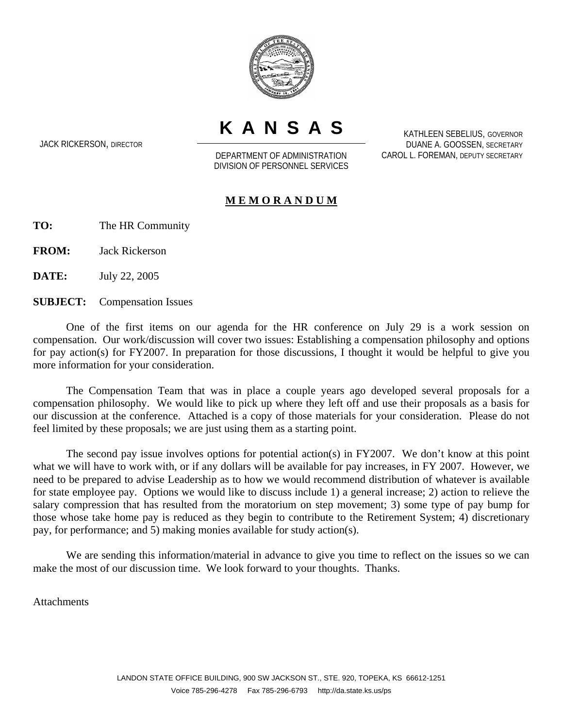# K A N S A S

JACK RICKERSON, DIRECTOR

DEPARTMENT OF ADMINISTRATION
DIVISION OF PERSONNEL SERVICES

KATHLEEN SEBELIUS, GOVERNOR
DUANE A. GOOSSEN, SECRETARY
CAROL L. FOREMAN, DEPUTY SECRETARY

## MEMORANDUM

**TO:** The HR Community

**FROM:** Jack Rickerson

**DATE:** July 22, 2005

**SUBJECT:** Compensation Issues

One of the first items on our agenda for the HR conference on July 29 is a work session on compensation. Our work/discussion will cover two issues: Establishing a compensation philosophy and options for pay action(s) for FY2007. In preparation for those discussions, I thought it would be helpful to give you more information for your consideration.

The Compensation Team that was in place a couple years ago developed several proposals for a compensation philosophy. We would like to pick up where they left off and use their proposals as a basis for our discussion at the conference. Attached is a copy of those materials for your consideration. Please do not feel limited by these proposals; we are just using them as a starting point.

The second pay issue involves options for potential action(s) in FY2007. We don't know at this point what we will have to work with, or if any dollars will be available for pay increases, in FY 2007. However, we need to be prepared to advise Leadership as to how we would recommend distribution of whatever is available for state employee pay. Options we would like to discuss include 1) a general increase; 2) action to relieve the salary compression that has resulted from the moratorium on step movement; 3) some type of pay bump for those whose take home pay is reduced as they begin to contribute to the Retirement System; 4) discretionary pay, for performance; and 5) making monies available for study action(s).

We are sending this information/material in advance to give you time to reflect on the issues so we can make the most of our discussion time. We look forward to your thoughts. Thanks.

Attachments

LANDON STATE OFFICE BUILDING, 900 SW JACKSON ST., STE. 920, TOPEKA, KS 66612-1251
Voice 785-296-4278 Fax 785-296-6793 http://da.state.ks.us/ps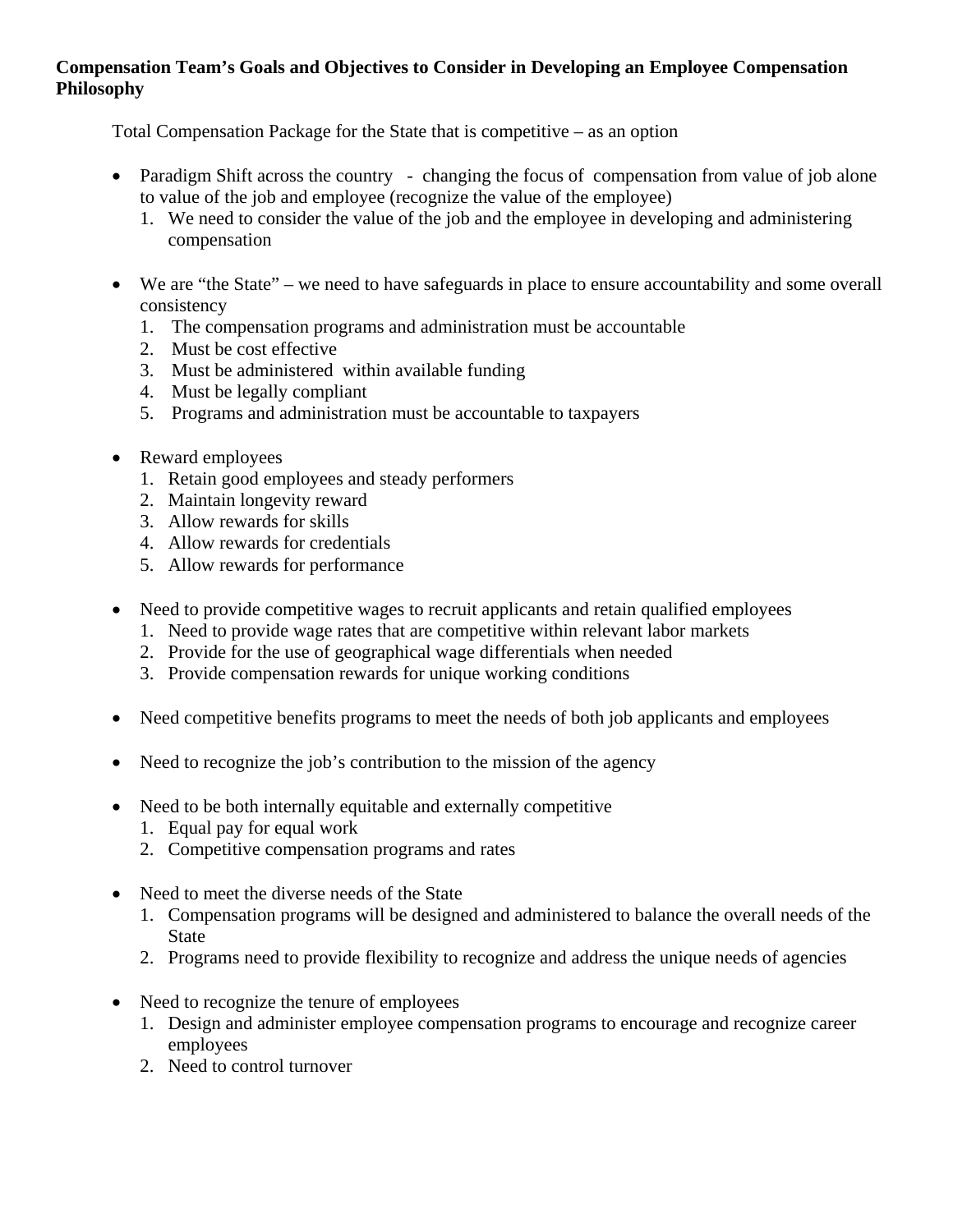**Compensation Team's Goals and Objectives to Consider in Developing an Employee Compensation Philosophy**

Total Compensation Package for the State that is competitive – as an option

- Paradigm Shift across the country - changing the focus of compensation from value of job alone to value of the job and employee (recognize the value of the employee)
  1. We need to consider the value of the job and the employee in developing and administering compensation

- We are "the State" – we need to have safeguards in place to ensure accountability and some overall consistency
  1. The compensation programs and administration must be accountable
  2. Must be cost effective
  3. Must be administered within available funding
  4. Must be legally compliant
  5. Programs and administration must be accountable to taxpayers

- Reward employees
  1. Retain good employees and steady performers
  2. Maintain longevity reward
  3. Allow rewards for skills
  4. Allow rewards for credentials
  5. Allow rewards for performance

- Need to provide competitive wages to recruit applicants and retain qualified employees
  1. Need to provide wage rates that are competitive within relevant labor markets
  2. Provide for the use of geographical wage differentials when needed
  3. Provide compensation rewards for unique working conditions

- Need competitive benefits programs to meet the needs of both job applicants and employees

- Need to recognize the job's contribution to the mission of the agency

- Need to be both internally equitable and externally competitive
  1. Equal pay for equal work
  2. Competitive compensation programs and rates

- Need to meet the diverse needs of the State
  1. Compensation programs will be designed and administered to balance the overall needs of the State
  2. Programs need to provide flexibility to recognize and address the unique needs of agencies

- Need to recognize the tenure of employees
  1. Design and administer employee compensation programs to encourage and recognize career employees
  2. Need to control turnover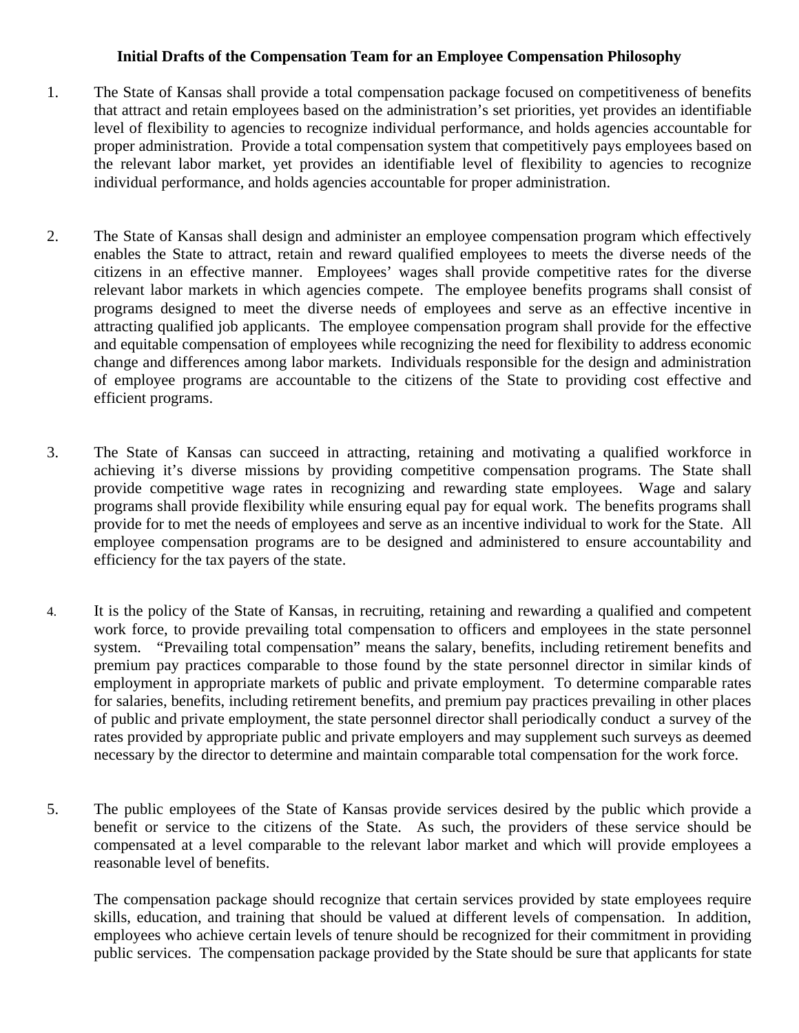**Initial Drafts of the Compensation Team for an Employee Compensation Philosophy**

1. The State of Kansas shall provide a total compensation package focused on competitiveness of benefits that attract and retain employees based on the administration's set priorities, yet provides an identifiable level of flexibility to agencies to recognize individual performance, and holds agencies accountable for proper administration. Provide a total compensation system that competitively pays employees based on the relevant labor market, yet provides an identifiable level of flexibility to agencies to recognize individual performance, and holds agencies accountable for proper administration.

2. The State of Kansas shall design and administer an employee compensation program which effectively enables the State to attract, retain and reward qualified employees to meets the diverse needs of the citizens in an effective manner. Employees' wages shall provide competitive rates for the diverse relevant labor markets in which agencies compete. The employee benefits programs shall consist of programs designed to meet the diverse needs of employees and serve as an effective incentive in attracting qualified job applicants. The employee compensation program shall provide for the effective and equitable compensation of employees while recognizing the need for flexibility to address economic change and differences among labor markets. Individuals responsible for the design and administration of employee programs are accountable to the citizens of the State to providing cost effective and efficient programs.

3. The State of Kansas can succeed in attracting, retaining and motivating a qualified workforce in achieving it's diverse missions by providing competitive compensation programs. The State shall provide competitive wage rates in recognizing and rewarding state employees. Wage and salary programs shall provide flexibility while ensuring equal pay for equal work. The benefits programs shall provide for to met the needs of employees and serve as an incentive individual to work for the State. All employee compensation programs are to be designed and administered to ensure accountability and efficiency for the tax payers of the state.

4. It is the policy of the State of Kansas, in recruiting, retaining and rewarding a qualified and competent work force, to provide prevailing total compensation to officers and employees in the state personnel system. "Prevailing total compensation" means the salary, benefits, including retirement benefits and premium pay practices comparable to those found by the state personnel director in similar kinds of employment in appropriate markets of public and private employment. To determine comparable rates for salaries, benefits, including retirement benefits, and premium pay practices prevailing in other places of public and private employment, the state personnel director shall periodically conduct a survey of the rates provided by appropriate public and private employers and may supplement such surveys as deemed necessary by the director to determine and maintain comparable total compensation for the work force.

5. The public employees of the State of Kansas provide services desired by the public which provide a benefit or service to the citizens of the State. As such, the providers of these service should be compensated at a level comparable to the relevant labor market and which will provide employees a reasonable level of benefits.

   The compensation package should recognize that certain services provided by state employees require skills, education, and training that should be valued at different levels of compensation. In addition, employees who achieve certain levels of tenure should be recognized for their commitment in providing public services. The compensation package provided by the State should be sure that applicants for state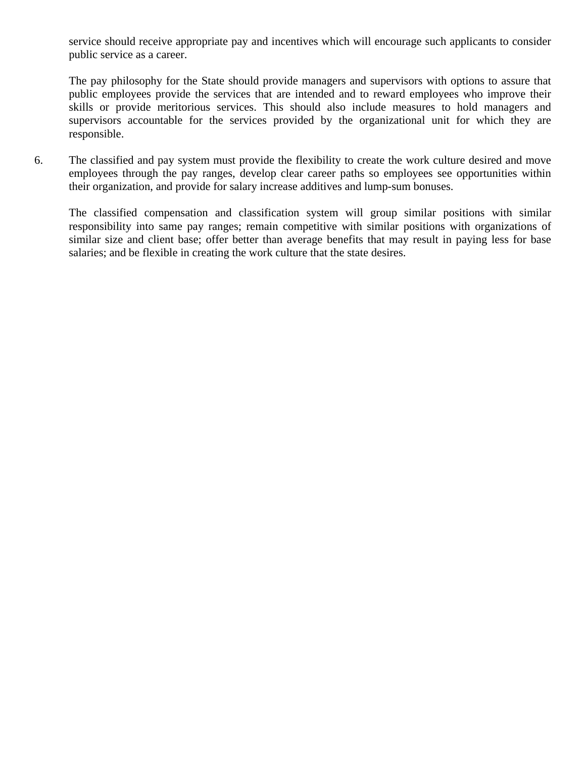service should receive appropriate pay and incentives which will encourage such applicants to consider public service as a career.

The pay philosophy for the State should provide managers and supervisors with options to assure that public employees provide the services that are intended and to reward employees who improve their skills or provide meritorious services. This should also include measures to hold managers and supervisors accountable for the services provided by the organizational unit for which they are responsible.

6. The classified and pay system must provide the flexibility to create the work culture desired and move employees through the pay ranges, develop clear career paths so employees see opportunities within their organization, and provide for salary increase additives and lump-sum bonuses.

   The classified compensation and classification system will group similar positions with similar responsibility into same pay ranges; remain competitive with similar positions with organizations of similar size and client base; offer better than average benefits that may result in paying less for base salaries; and be flexible in creating the work culture that the state desires.